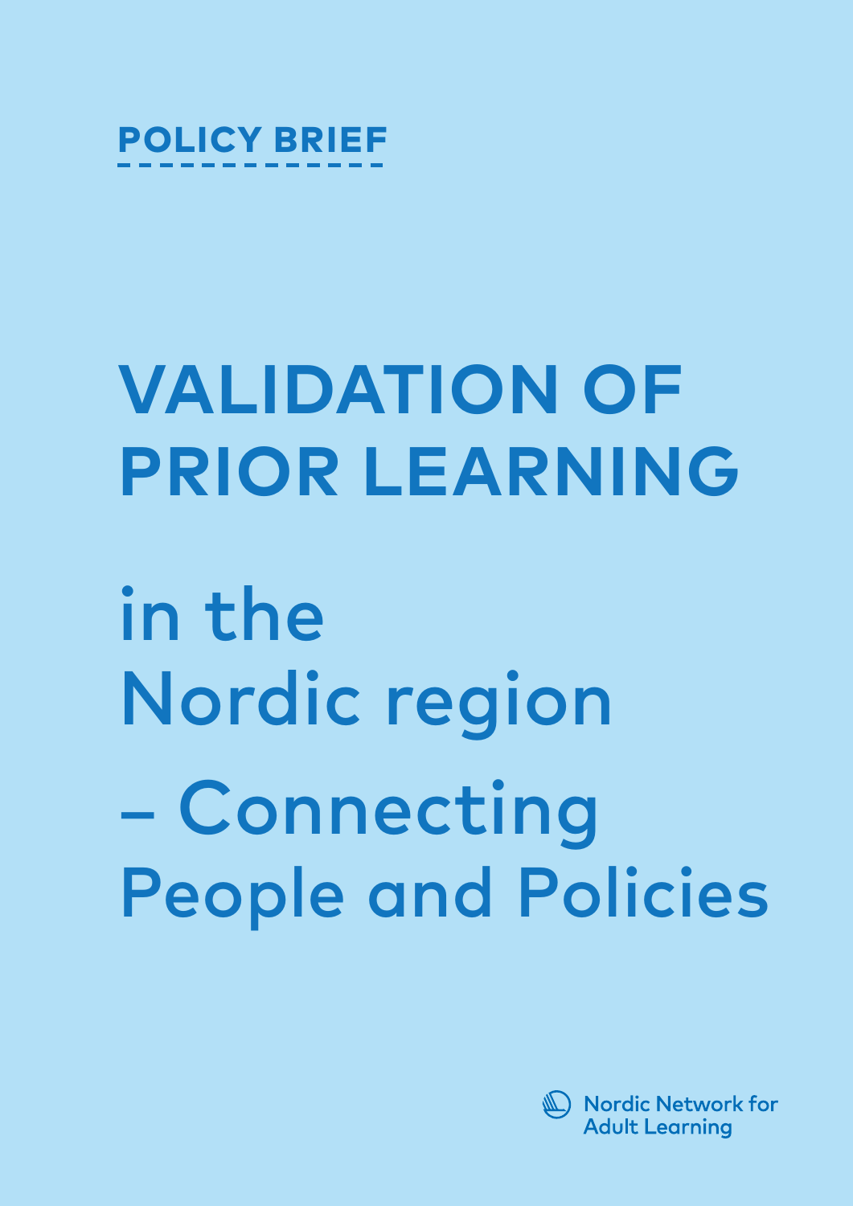POLICY BRIEF

# VALIDATION OF PRIOR LEARNING

## in the Nordic region – Connecting People and Policies

Nordic Network for Adult Learning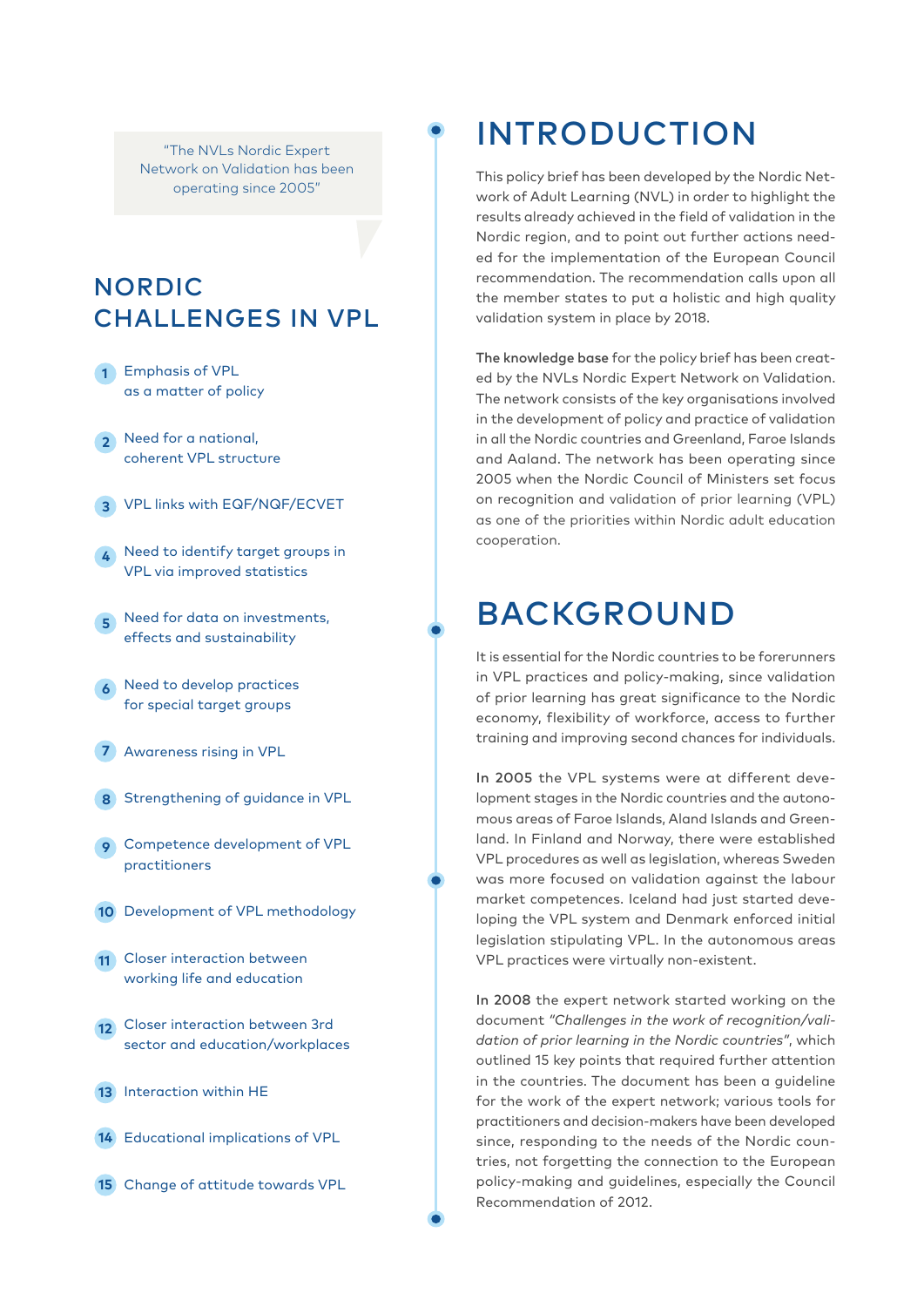"The NVLs Nordic Expert Network on Validation has been operating since 2005"

## NORDIC CHALLENGES IN VPL

1. Emphasis of VPL as a matter of policy
2. Need for a national, coherent VPL structure
3. VPL links with EQF/NQF/ECVET
4. Need to identify target groups in VPL via improved statistics
5. Need for data on investments, effects and sustainability
6. Need to develop practices for special target groups
7. Awareness rising in VPL
8. Strengthening of guidance in VPL
9. Competence development of VPL practitioners
10. Development of VPL methodology
11. Closer interaction between working life and education
12. Closer interaction between 3rd sector and education/workplaces
13. Interaction within HE
14. Educational implications of VPL
15. Change of attitude towards VPL

# INTRODUCTION

This policy brief has been developed by the Nordic Network of Adult Learning (NVL) in order to highlight the results already achieved in the field of validation in the Nordic region, and to point out further actions needed for the implementation of the European Council recommendation. The recommendation calls upon all the member states to put a holistic and high quality validation system in place by 2018.

**The knowledge base** for the policy brief has been created by the NVLs Nordic Expert Network on Validation. The network consists of the key organisations involved in the development of policy and practice of validation in all the Nordic countries and Greenland, Faroe Islands and Aaland. The network has been operating since 2005 when the Nordic Council of Ministers set focus on recognition and validation of prior learning (VPL) as one of the priorities within Nordic adult education cooperation.

# BACKGROUND

It is essential for the Nordic countries to be forerunners in VPL practices and policy-making, since validation of prior learning has great significance to the Nordic economy, flexibility of workforce, access to further training and improving second chances for individuals.

**In 2005** the VPL systems were at different development stages in the Nordic countries and the autonomous areas of Faroe Islands, Aland Islands and Greenland. In Finland and Norway, there were established VPL procedures as well as legislation, whereas Sweden was more focused on validation against the labour market competences. Iceland had just started developing the VPL system and Denmark enforced initial legislation stipulating VPL. In the autonomous areas VPL practices were virtually non-existent.

**In 2008** the expert network started working on the document *"Challenges in the work of recognition/validation of prior learning in the Nordic countries"*, which outlined 15 key points that required further attention in the countries. The document has been a guideline for the work of the expert network; various tools for practitioners and decision-makers have been developed since, responding to the needs of the Nordic countries, not forgetting the connection to the European policy-making and guidelines, especially the Council Recommendation of 2012.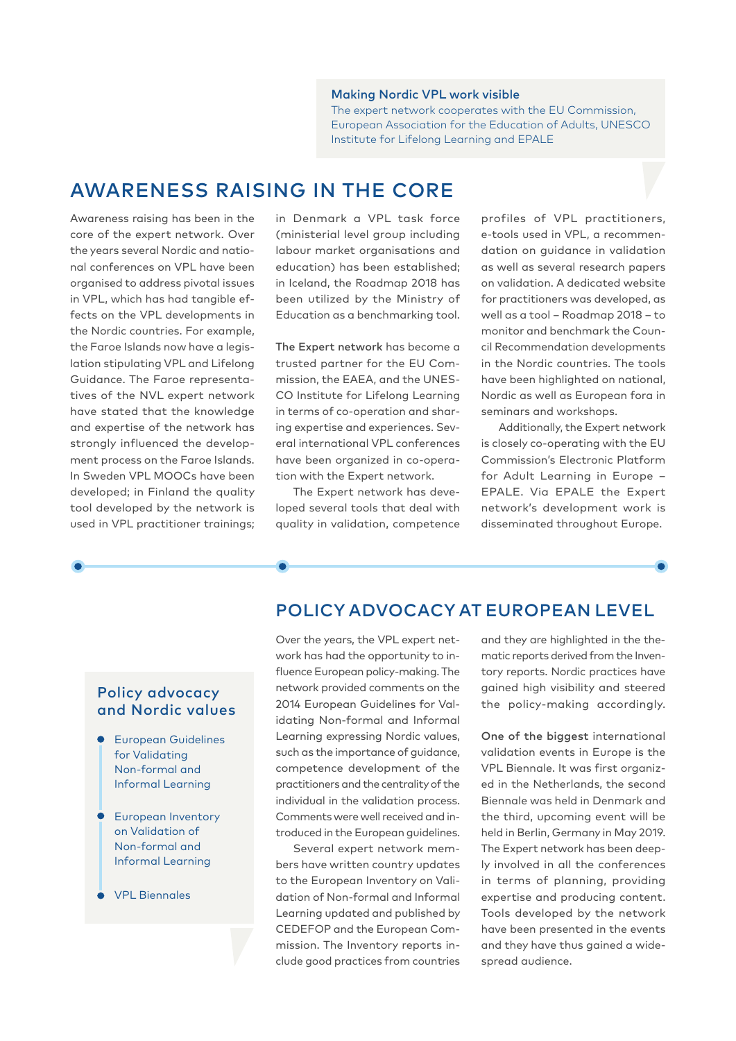**Making Nordic VPL work visible**
The expert network cooperates with the EU Commission, European Association for the Education of Adults, UNESCO Institute for Lifelong Learning and EPALE

## AWARENESS RAISING IN THE CORE

Awareness raising has been in the core of the expert network. Over the years several Nordic and national conferences on VPL have been organised to address pivotal issues in VPL, which has had tangible effects on the VPL developments in the Nordic countries. For example, the Faroe Islands now have a legislation stipulating VPL and Lifelong Guidance. The Faroe representatives of the NVL expert network have stated that the knowledge and expertise of the network has strongly influenced the development process on the Faroe Islands. In Sweden VPL MOOCs have been developed; in Finland the quality tool developed by the network is used in VPL practitioner trainings; in Denmark a VPL task force (ministerial level group including labour market organisations and education) has been established; in Iceland, the Roadmap 2018 has been utilized by the Ministry of Education as a benchmarking tool.

**The Expert network** has become a trusted partner for the EU Commission, the EAEA, and the UNESCO Institute for Lifelong Learning in terms of co-operation and sharing expertise and experiences. Several international VPL conferences have been organized in co-operation with the Expert network.

The Expert network has developed several tools that deal with quality in validation, competence profiles of VPL practitioners, e-tools used in VPL, a recommendation on guidance in validation as well as several research papers on validation. A dedicated website for practitioners was developed, as well as a tool – Roadmap 2018 – to monitor and benchmark the Council Recommendation developments in the Nordic countries. The tools have been highlighted on national, Nordic as well as European fora in seminars and workshops.

Additionally, the Expert network is closely co-operating with the EU Commission's Electronic Platform for Adult Learning in Europe – EPALE. Via EPALE the Expert network's development work is disseminated throughout Europe.

## POLICY ADVOCACY AT EUROPEAN LEVEL

Over the years, the VPL expert network has had the opportunity to influence European policy-making. The network provided comments on the 2014 European Guidelines for Validating Non-formal and Informal Learning expressing Nordic values, such as the importance of guidance, competence development of the practitioners and the centrality of the individual in the validation process. Comments were well received and introduced in the European guidelines.

Several expert network members have written country updates to the European Inventory on Validation of Non-formal and Informal Learning updated and published by CEDEFOP and the European Commission. The Inventory reports include good practices from countries and they are highlighted in the thematic reports derived from the Inventory reports. Nordic practices have gained high visibility and steered the policy-making accordingly.

**One of the biggest** international validation events in Europe is the VPL Biennale. It was first organized in the Netherlands, the second Biennale was held in Denmark and the third, upcoming event will be held in Berlin, Germany in May 2019. The Expert network has been deeply involved in all the conferences in terms of planning, providing expertise and producing content. Tools developed by the network have been presented in the events and they have thus gained a widespread audience.

**Policy advocacy and Nordic values**

- European Guidelines for Validating Non-formal and Informal Learning
- European Inventory on Validation of Non-formal and Informal Learning
- VPL Biennales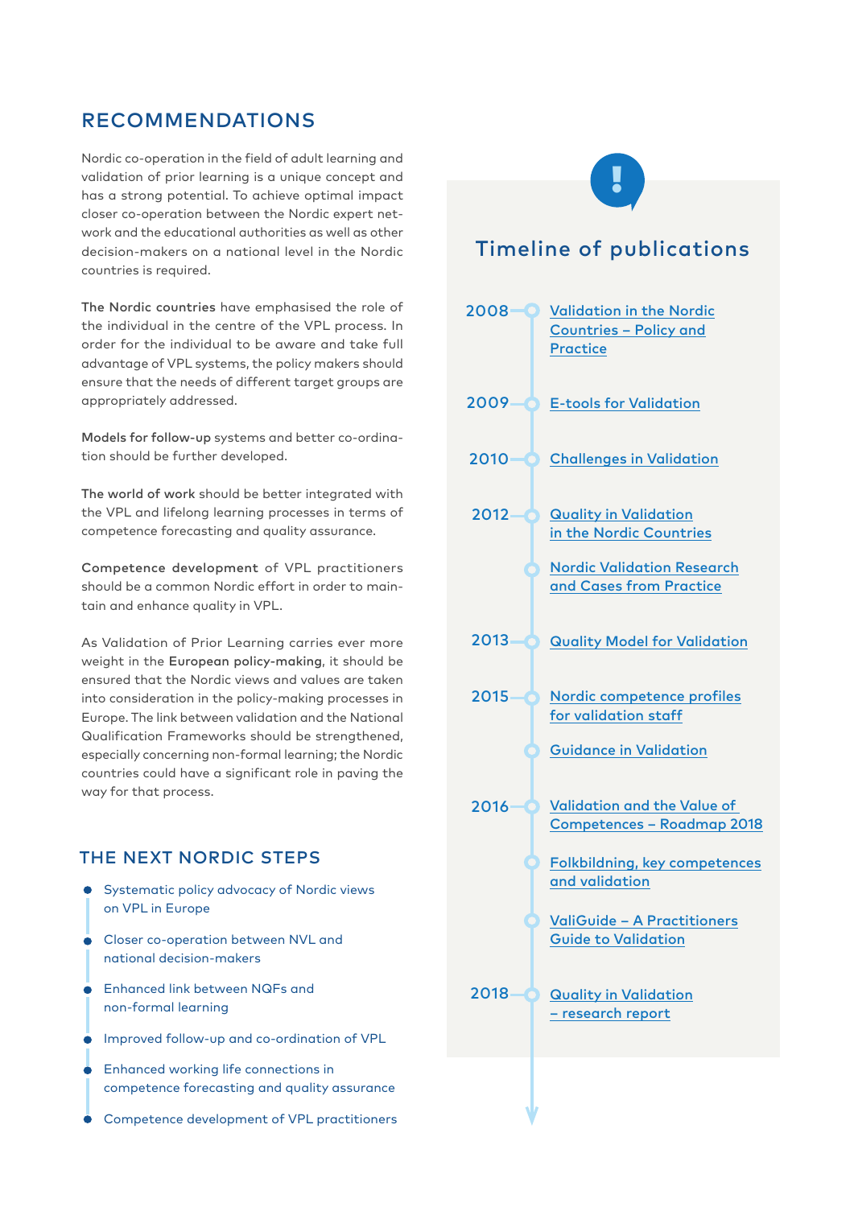## RECOMMENDATIONS

Nordic co-operation in the field of adult learning and validation of prior learning is a unique concept and has a strong potential. To achieve optimal impact closer co-operation between the Nordic expert network and the educational authorities as well as other decision-makers on a national level in the Nordic countries is required.

**The Nordic countries** have emphasised the role of the individual in the centre of the VPL process. In order for the individual to be aware and take full advantage of VPL systems, the policy makers should ensure that the needs of different target groups are appropriately addressed.

**Models for follow-up** systems and better co-ordination should be further developed.

**The world of work** should be better integrated with the VPL and lifelong learning processes in terms of competence forecasting and quality assurance.

**Competence development** of VPL practitioners should be a common Nordic effort in order to maintain and enhance quality in VPL.

As Validation of Prior Learning carries ever more weight in the **European policy-making**, it should be ensured that the Nordic views and values are taken into consideration in the policy-making processes in Europe. The link between validation and the National Qualification Frameworks should be strengthened, especially concerning non-formal learning; the Nordic countries could have a significant role in paving the way for that process.

## THE NEXT NORDIC STEPS

- Systematic policy advocacy of Nordic views on VPL in Europe
- Closer co-operation between NVL and national decision-makers
- Enhanced link between NQFs and non-formal learning
- Improved follow-up and co-ordination of VPL
- Enhanced working life connections in competence forecasting and quality assurance
- Competence development of VPL practitioners

## Timeline of publications

- **2008** – Validation in the Nordic Countries – Policy and Practice
- **2009** – E-tools for Validation
- **2010** – Challenges in Validation
- **2012** – Quality in Validation in the Nordic Countries
  - Nordic Validation Research and Cases from Practice
- **2013** – Quality Model for Validation
- **2015** – Nordic competence profiles for validation staff
  - Guidance in Validation
- **2016** – Validation and the Value of Competences – Roadmap 2018
  - Folkbildning, key competences and validation
  - ValiGuide – A Practitioners Guide to Validation
- **2018** – Quality in Validation – research report